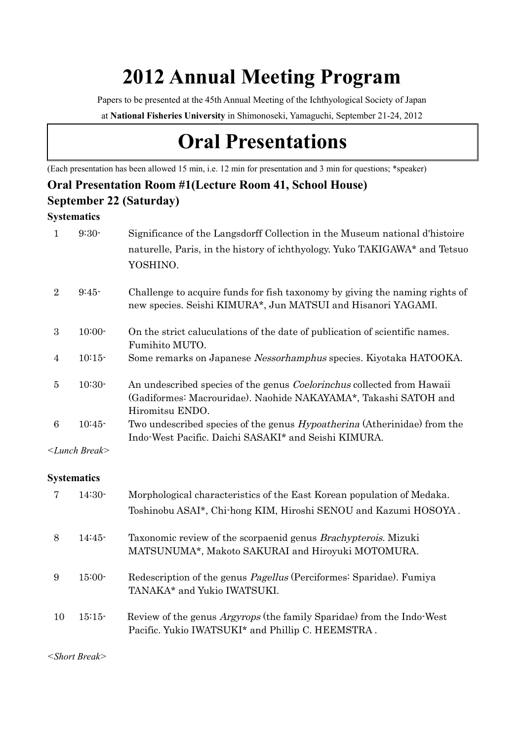# 2012 Annual Meeting Program

Papers to be presented at the 45th Annual Meeting of the Ichthyological Society of Japan

at **National Fisheries University** in Shimonoseki, Yamaguchi, September 21-24, 2012

# Oral Presentations

(Each presentation has been allowed 15 min, i.e. 12 min for presentation and 3 min for questions; *speaker)

### Oral Presentation Room #1(Lecture Room 41, School House)

### September 22 (Saturday)

**Systematics**

1 9:30- Significance of the Langsdorff Collection in the Museum national d'histoire naturelle, Paris, in the history of ichthyology. Yuko TAKIGAWA* and Tetsuo YOSHINO.

2 9:45- Challenge to acquire funds for fish taxonomy by giving the naming rights of new species. Seishi KIMURA*, Jun MATSUI and Hisanori YAGAMI.

3 10:00- On the strict caluculations of the date of publication of scientific names. Fumihito MUTO.

4 10:15- Some remarks on Japanese *Nessorhamphus* species. Kiyotaka HATOOKA.

5 10:30- An undescribed species of the genus *Coelorinchus* collected from Hawaii (Gadiformes: Macrouridae). Naohide NAKAYAMA*, Takashi SATOH and Hiromitsu ENDO.

6 10:45- Two undescribed species of the genus *Hypoatherina* (Atherinidae) from the Indo-West Pacific. Daichi SASAKI* and Seishi KIMURA.

*<Lunch Break>*

**Systematics**

7 14:30- Morphological characteristics of the East Korean population of Medaka. Toshinobu ASAI*, Chi-hong KIM, Hiroshi SENOU and Kazumi HOSOYA .

8 14:45- Taxonomic review of the scorpaenid genus *Brachypterois.* Mizuki MATSUNUMA*, Makoto SAKURAI and Hiroyuki MOTOMURA.

9 15:00- Redescription of the genus *Pagellus* (Perciformes: Sparidae). Fumiya TANAKA* and Yukio IWATSUKI.

10 15:15- Review of the genus *Argyrops* (the family Sparidae) from the Indo-West Pacific. Yukio IWATSUKI* and Phillip C. HEEMSTRA .

*<Short Break>*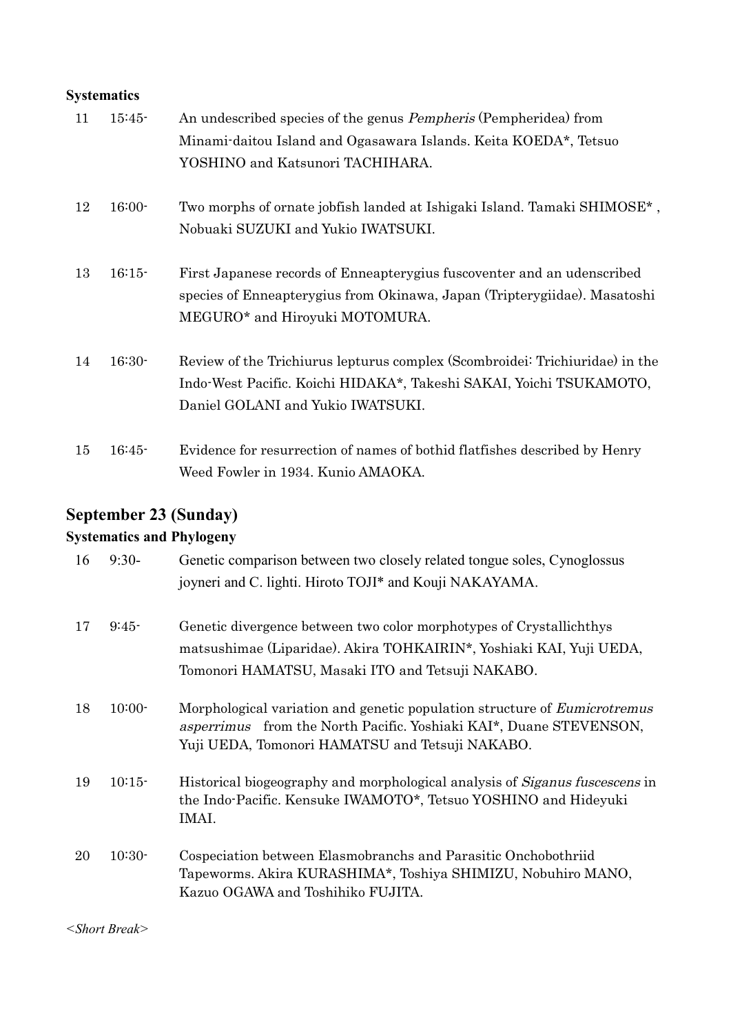### Systematics

11 15:45- An undescribed species of the genus *Pempheris* (Pempheridea) from Minami-daitou Island and Ogasawara Islands. Keita KOEDA*, Tetsuo YOSHINO and Katsunori TACHIHARA.

12 16:00- Two morphs of ornate jobfish landed at Ishigaki Island. Tamaki SHIMOSE* , Nobuaki SUZUKI and Yukio IWATSUKI.

13 16:15- First Japanese records of Enneapterygius fuscoventer and an udenscribed species of Enneapterygius from Okinawa, Japan (Tripterygiidae). Masatoshi MEGURO* and Hiroyuki MOTOMURA.

14 16:30- Review of the Trichiurus lepturus complex (Scombroidei: Trichiuridae) in the Indo-West Pacific. Koichi HIDAKA*, Takeshi SAKAI, Yoichi TSUKAMOTO, Daniel GOLANI and Yukio IWATSUKI.

15 16:45- Evidence for resurrection of names of bothid flatfishes described by Henry Weed Fowler in 1934. Kunio AMAOKA.

## September 23 (Sunday)

### Systematics and Phylogeny

16 9:30- Genetic comparison between two closely related tongue soles, Cynoglossus joyneri and C. lighti. Hiroto TOJI* and Kouji NAKAYAMA.

17 9:45- Genetic divergence between two color morphotypes of Crystallichthys matsushimae (Liparidae). Akira TOHKAIRIN*, Yoshiaki KAI, Yuji UEDA, Tomonori HAMATSU, Masaki ITO and Tetsuji NAKABO.

18 10:00- Morphological variation and genetic population structure of *Eumicrotremus asperrimus* from the North Pacific. Yoshiaki KAI*, Duane STEVENSON, Yuji UEDA, Tomonori HAMATSU and Tetsuji NAKABO.

19 10:15- Historical biogeography and morphological analysis of *Siganus fuscescens* in the Indo-Pacific. Kensuke IWAMOTO*, Tetsuo YOSHINO and Hideyuki IMAI.

20 10:30- Cospeciation between Elasmobranchs and Parasitic Onchobothriid Tapeworms. Akira KURASHIMA*, Toshiya SHIMIZU, Nobuhiro MANO, Kazuo OGAWA and Toshihiko FUJITA.

*<Short Break>*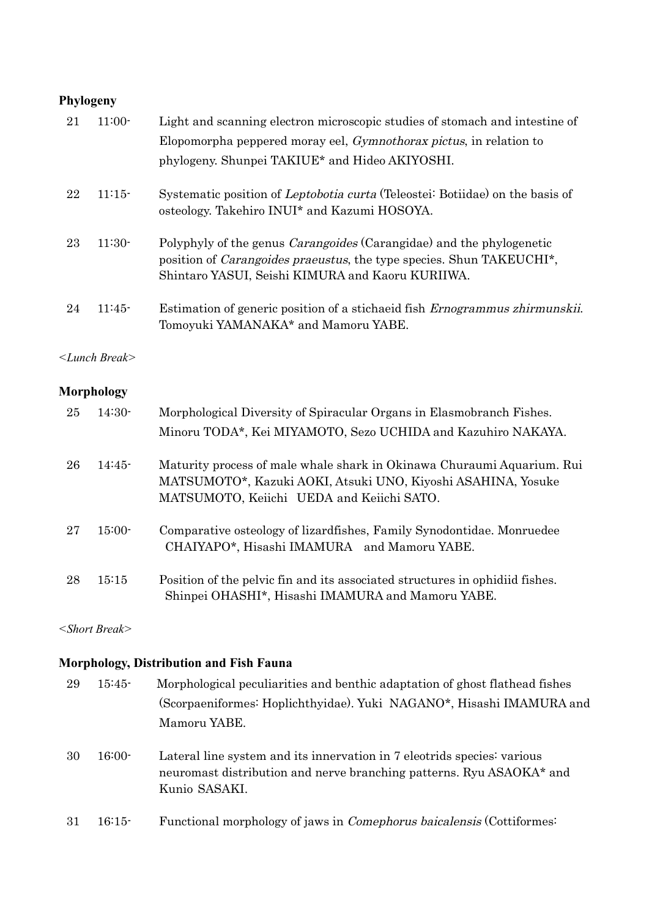**Phylogeny**

21 11:00- Light and scanning electron microscopic studies of stomach and intestine of Elopomorpha peppered moray eel, *Gymnothorax pictus*, in relation to phylogeny. Shunpei TAKIUE* and Hideo AKIYOSHI.

22 11:15- Systematic position of *Leptobotia curta* (Teleostei: Botiidae) on the basis of osteology. Takehiro INUI* and Kazumi HOSOYA.

23 11:30- Polyphyly of the genus *Carangoides* (Carangidae) and the phylogenetic position of *Carangoides praeustus*, the type species. Shun TAKEUCHI*, Shintaro YASUI, Seishi KIMURA and Kaoru KURIIWA.

24 11:45- Estimation of generic position of a stichaeid fish *Ernogrammus zhirmunskii*. Tomoyuki YAMANAKA* and Mamoru YABE.

*<Lunch Break>*

**Morphology**

25 14:30- Morphological Diversity of Spiracular Organs in Elasmobranch Fishes. Minoru TODA*, Kei MIYAMOTO, Sezo UCHIDA and Kazuhiro NAKAYA.

26 14:45- Maturity process of male whale shark in Okinawa Churaumi Aquarium. Rui MATSUMOTO*, Kazuki AOKI, Atsuki UNO, Kiyoshi ASAHINA, Yosuke MATSUMOTO, Keiichi UEDA and Keiichi SATO.

27 15:00- Comparative osteology of lizardfishes, Family Synodontidae. Monruedee CHAIYAPO*, Hisashi IMAMURA and Mamoru YABE.

28 15:15 Position of the pelvic fin and its associated structures in ophidiid fishes. Shinpei OHASHI*, Hisashi IMAMURA and Mamoru YABE.

*<Short Break>*

**Morphology, Distribution and Fish Fauna**

29 15:45- Morphological peculiarities and benthic adaptation of ghost flathead fishes (Scorpaeniformes: Hoplichthyidae). Yuki NAGANO*, Hisashi IMAMURA and Mamoru YABE.

30 16:00- Lateral line system and its innervation in 7 eleotrids species: various neuromast distribution and nerve branching patterns. Ryu ASAOKA* and Kunio SASAKI.

31 16:15- Functional morphology of jaws in *Comephorus baicalensis* (Cottiformes: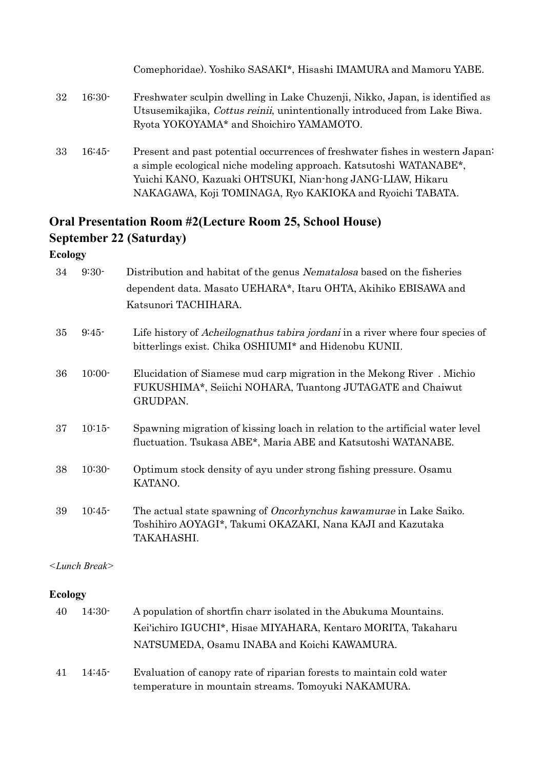Comephoridae). Yoshiko SASAKI*, Hisashi IMAMURA and Mamoru YABE.

32 16:30- Freshwater sculpin dwelling in Lake Chuzenji, Nikko, Japan, is identified as Utsusemikajika, *Cottus reinii*, unintentionally introduced from Lake Biwa. Ryota YOKOYAMA* and Shoichiro YAMAMOTO.

33 16:45- Present and past potential occurrences of freshwater fishes in western Japan: a simple ecological niche modeling approach. Katsutoshi WATANABE*, Yuichi KANO, Kazuaki OHTSUKI, Nian-hong JANG-LIAW, Hikaru NAKAGAWA, Koji TOMINAGA, Ryo KAKIOKA and Ryoichi TABATA.

## Oral Presentation Room #2(Lecture Room 25, School House)

## September 22 (Saturday)

### Ecology

34 9:30- Distribution and habitat of the genus *Nematalosa* based on the fisheries dependent data. Masato UEHARA*, Itaru OHTA, Akihiko EBISAWA and Katsunori TACHIHARA.

35 9:45- Life history of *Acheilognathus tabira jordani* in a river where four species of bitterlings exist. Chika OSHIUMI* and Hidenobu KUNII.

36 10:00- Elucidation of Siamese mud carp migration in the Mekong River . Michio FUKUSHIMA*, Seiichi NOHARA, Tuantong JUTAGATE and Chaiwut GRUDPAN.

37 10:15- Spawning migration of kissing loach in relation to the artificial water level fluctuation. Tsukasa ABE*, Maria ABE and Katsutoshi WATANABE.

38 10:30- Optimum stock density of ayu under strong fishing pressure. Osamu KATANO.

39 10:45- The actual state spawning of *Oncorhynchus kawamurae* in Lake Saiko. Toshihiro AOYAGI*, Takumi OKAZAKI, Nana KAJI and Kazutaka TAKAHASHI.

*<Lunch Break>*

### Ecology

40 14:30- A population of shortfin charr isolated in the Abukuma Mountains. Kei'ichiro IGUCHI*, Hisae MIYAHARA, Kentaro MORITA, Takaharu NATSUMEDA, Osamu INABA and Koichi KAWAMURA.

41 14:45- Evaluation of canopy rate of riparian forests to maintain cold water temperature in mountain streams. Tomoyuki NAKAMURA.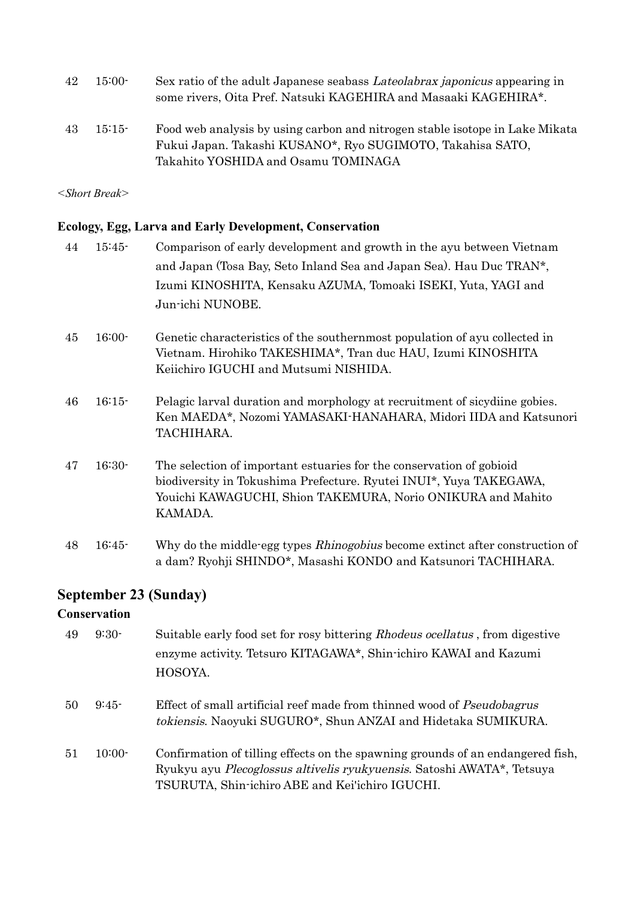42 15:00- Sex ratio of the adult Japanese seabass *Lateolabrax japonicus* appearing in some rivers, Oita Pref. Natsuki KAGEHIRA and Masaaki KAGEHIRA*.

43 15:15- Food web analysis by using carbon and nitrogen stable isotope in Lake Mikata Fukui Japan. Takashi KUSANO*, Ryo SUGIMOTO, Takahisa SATO, Takahito YOSHIDA and Osamu TOMINAGA

*<Short Break>*

**Ecology, Egg, Larva and Early Development, Conservation**

44 15:45- Comparison of early development and growth in the ayu between Vietnam and Japan (Tosa Bay, Seto Inland Sea and Japan Sea). Hau Duc TRAN*, Izumi KINOSHITA, Kensaku AZUMA, Tomoaki ISEKI, Yuta, YAGI and Jun-ichi NUNOBE.

45 16:00- Genetic characteristics of the southernmost population of ayu collected in Vietnam. Hirohiko TAKESHIMA*, Tran duc HAU, Izumi KINOSHITA Keiichiro IGUCHI and Mutsumi NISHIDA.

46 16:15- Pelagic larval duration and morphology at recruitment of sicydiine gobies. Ken MAEDA*, Nozomi YAMASAKI-HANAHARA, Midori IIDA and Katsunori TACHIHARA.

47 16:30- The selection of important estuaries for the conservation of gobioid biodiversity in Tokushima Prefecture. Ryutei INUI*, Yuya TAKEGAWA, Youichi KAWAGUCHI, Shion TAKEMURA, Norio ONIKURA and Mahito KAMADA.

48 16:45- Why do the middle-egg types *Rhinogobius* become extinct after construction of a dam? Ryohji SHINDO*, Masashi KONDO and Katsunori TACHIHARA.

## September 23 (Sunday)

**Conservation**

49 9:30- Suitable early food set for rosy bittering *Rhodeus ocellatus* , from digestive enzyme activity. Tetsuro KITAGAWA*, Shin-ichiro KAWAI and Kazumi HOSOYA.

50 9:45- Effect of small artificial reef made from thinned wood of *Pseudobagrus tokiensis*. Naoyuki SUGURO*, Shun ANZAI and Hidetaka SUMIKURA.

51 10:00- Confirmation of tilling effects on the spawning grounds of an endangered fish, Ryukyu ayu *Plecoglossus altivelis ryukyuensis*. Satoshi AWATA*, Tetsuya TSURUTA, Shin-ichiro ABE and Kei'ichiro IGUCHI.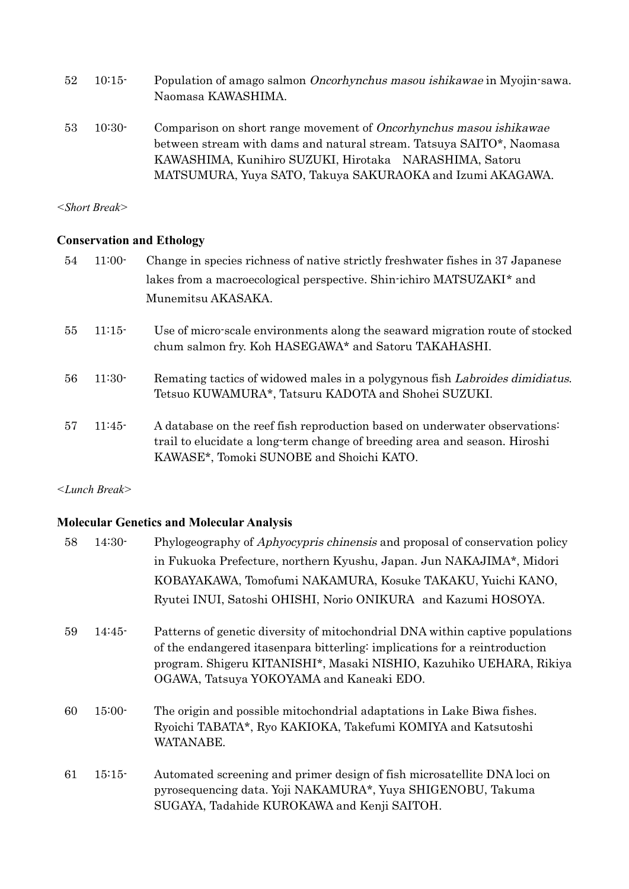52 10:15- Population of amago salmon *Oncorhynchus masou ishikawae* in Myojin-sawa. Naomasa KAWASHIMA.

53 10:30- Comparison on short range movement of *Oncorhynchus masou ishikawae* between stream with dams and natural stream. Tatsuya SAITO*, Naomasa KAWASHIMA, Kunihiro SUZUKI, Hirotaka NARASHIMA, Satoru MATSUMURA, Yuya SATO, Takuya SAKURAOKA and Izumi AKAGAWA.

*<Short Break>*

**Conservation and Ethology**

54 11:00- Change in species richness of native strictly freshwater fishes in 37 Japanese lakes from a macroecological perspective. Shin-ichiro MATSUZAKI* and Munemitsu AKASAKA.

55 11:15- Use of micro-scale environments along the seaward migration route of stocked chum salmon fry. Koh HASEGAWA* and Satoru TAKAHASHI.

56 11:30- Remating tactics of widowed males in a polygynous fish *Labroides dimidiatus*. Tetsuo KUWAMURA*, Tatsuru KADOTA and Shohei SUZUKI.

57 11:45- A database on the reef fish reproduction based on underwater observations: trail to elucidate a long-term change of breeding area and season. Hiroshi KAWASE*, Tomoki SUNOBE and Shoichi KATO.

*<Lunch Break>*

**Molecular Genetics and Molecular Analysis**

58 14:30- Phylogeography of *Aphyocypris chinensis* and proposal of conservation policy in Fukuoka Prefecture, northern Kyushu, Japan. Jun NAKAJIMA*, Midori KOBAYAKAWA, Tomofumi NAKAMURA, Kosuke TAKAKU, Yuichi KANO, Ryutei INUI, Satoshi OHISHI, Norio ONIKURA and Kazumi HOSOYA.

59 14:45- Patterns of genetic diversity of mitochondrial DNA within captive populations of the endangered itasenpara bitterling: implications for a reintroduction program. Shigeru KITANISHI*, Masaki NISHIO, Kazuhiko UEHARA, Rikiya OGAWA, Tatsuya YOKOYAMA and Kaneaki EDO.

60 15:00- The origin and possible mitochondrial adaptations in Lake Biwa fishes. Ryoichi TABATA*, Ryo KAKIOKA, Takefumi KOMIYA and Katsutoshi WATANABE.

61 15:15- Automated screening and primer design of fish microsatellite DNA loci on pyrosequencing data. Yoji NAKAMURA*, Yuya SHIGENOBU, Takuma SUGAYA, Tadahide KUROKAWA and Kenji SAITOH.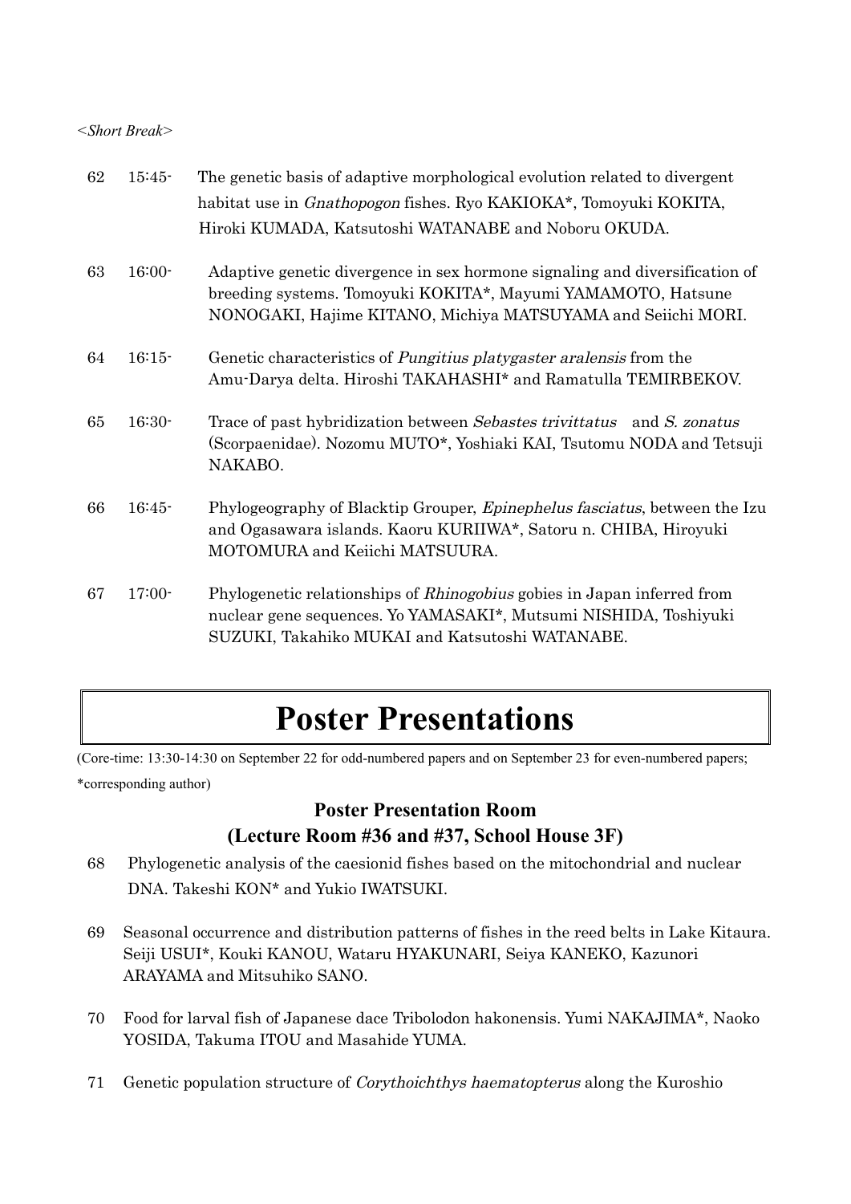*<Short Break>*

62 15:45- The genetic basis of adaptive morphological evolution related to divergent habitat use in *Gnathopogon* fishes. Ryo KAKIOKA*, Tomoyuki KOKITA, Hiroki KUMADA, Katsutoshi WATANABE and Noboru OKUDA.

63 16:00- Adaptive genetic divergence in sex hormone signaling and diversification of breeding systems. Tomoyuki KOKITA*, Mayumi YAMAMOTO, Hatsune NONOGAKI, Hajime KITANO, Michiya MATSUYAMA and Seiichi MORI.

64 16:15- Genetic characteristics of *Pungitius platygaster aralensis* from the Amu-Darya delta. Hiroshi TAKAHASHI* and Ramatulla TEMIRBEKOV.

65 16:30- Trace of past hybridization between *Sebastes trivittatus* and *S. zonatus* (Scorpaenidae). Nozomu MUTO*, Yoshiaki KAI, Tsutomu NODA and Tetsuji NAKABO.

66 16:45- Phylogeography of Blacktip Grouper, *Epinephelus fasciatus*, between the Izu and Ogasawara islands. Kaoru KURIIWA*, Satoru n. CHIBA, Hiroyuki MOTOMURA and Keiichi MATSUURA.

67 17:00- Phylogenetic relationships of *Rhinogobius* gobies in Japan inferred from nuclear gene sequences. Yo YAMASAKI*, Mutsumi NISHIDA, Toshiyuki SUZUKI, Takahiko MUKAI and Katsutoshi WATANABE.

# Poster Presentations

(Core-time: 13:30-14:30 on September 22 for odd-numbered papers and on September 23 for even-numbered papers; *corresponding author)

## Poster Presentation Room
## (Lecture Room #36 and #37, School House 3F)

68 Phylogenetic analysis of the caesionid fishes based on the mitochondrial and nuclear DNA. Takeshi KON* and Yukio IWATSUKI.

69 Seasonal occurrence and distribution patterns of fishes in the reed belts in Lake Kitaura. Seiji USUI*, Kouki KANOU, Wataru HYAKUNARI, Seiya KANEKO, Kazunori ARAYAMA and Mitsuhiko SANO.

70 Food for larval fish of Japanese dace Tribolodon hakonensis. Yumi NAKAJIMA*, Naoko YOSIDA, Takuma ITOU and Masahide YUMA.

71 Genetic population structure of *Corythoichthys haematopterus* along the Kuroshio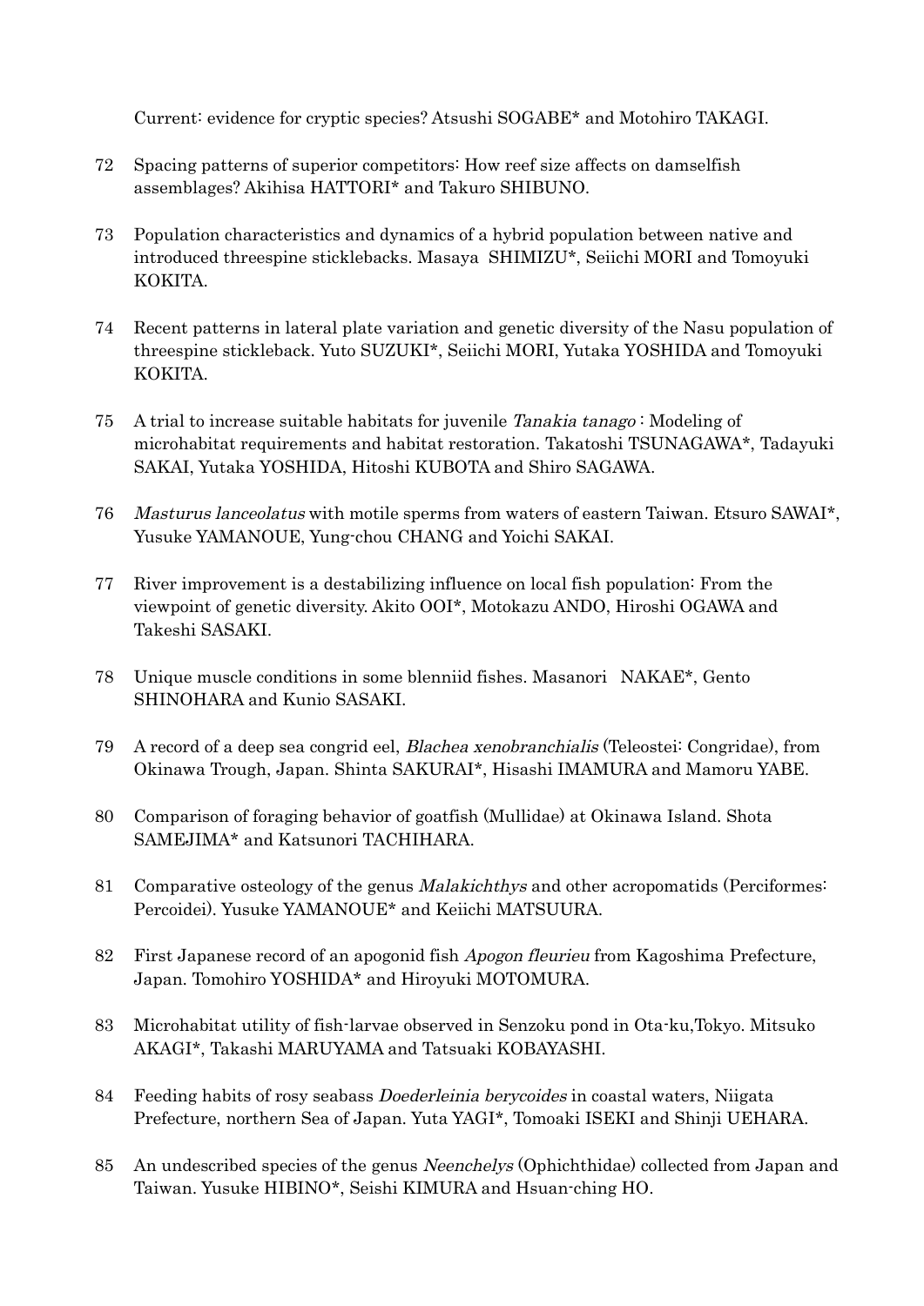Current: evidence for cryptic species? Atsushi SOGABE* and Motohiro TAKAGI.

72 Spacing patterns of superior competitors: How reef size affects on damselfish assemblages? Akihisa HATTORI* and Takuro SHIBUNO.

73 Population characteristics and dynamics of a hybrid population between native and introduced threespine sticklebacks. Masaya SHIMIZU*, Seiichi MORI and Tomoyuki KOKITA.

74 Recent patterns in lateral plate variation and genetic diversity of the Nasu population of threespine stickleback. Yuto SUZUKI*, Seiichi MORI, Yutaka YOSHIDA and Tomoyuki KOKITA.

75 A trial to increase suitable habitats for juvenile *Tanakia tanago* : Modeling of microhabitat requirements and habitat restoration. Takatoshi TSUNAGAWA*, Tadayuki SAKAI, Yutaka YOSHIDA, Hitoshi KUBOTA and Shiro SAGAWA.

76 *Masturus lanceolatus* with motile sperms from waters of eastern Taiwan. Etsuro SAWAI*, Yusuke YAMANOUE, Yung-chou CHANG and Yoichi SAKAI.

77 River improvement is a destabilizing influence on local fish population: From the viewpoint of genetic diversity. Akito OOI*, Motokazu ANDO, Hiroshi OGAWA and Takeshi SASAKI.

78 Unique muscle conditions in some blenniid fishes. Masanori NAKAE*, Gento SHINOHARA and Kunio SASAKI.

79 A record of a deep sea congrid eel, *Blachea xenobranchialis* (Teleostei: Congridae), from Okinawa Trough, Japan. Shinta SAKURAI*, Hisashi IMAMURA and Mamoru YABE.

80 Comparison of foraging behavior of goatfish (Mullidae) at Okinawa Island. Shota SAMEJIMA* and Katsunori TACHIHARA.

81 Comparative osteology of the genus *Malakichthys* and other acropomatids (Perciformes: Percoidei). Yusuke YAMANOUE* and Keiichi MATSUURA.

82 First Japanese record of an apogonid fish *Apogon fleurieu* from Kagoshima Prefecture, Japan. Tomohiro YOSHIDA* and Hiroyuki MOTOMURA.

83 Microhabitat utility of fish-larvae observed in Senzoku pond in Ota-ku,Tokyo. Mitsuko AKAGI*, Takashi MARUYAMA and Tatsuaki KOBAYASHI.

84 Feeding habits of rosy seabass *Doederleinia berycoides* in coastal waters, Niigata Prefecture, northern Sea of Japan. Yuta YAGI*, Tomoaki ISEKI and Shinji UEHARA.

85 An undescribed species of the genus *Neenchelys* (Ophichthidae) collected from Japan and Taiwan. Yusuke HIBINO*, Seishi KIMURA and Hsuan-ching HO.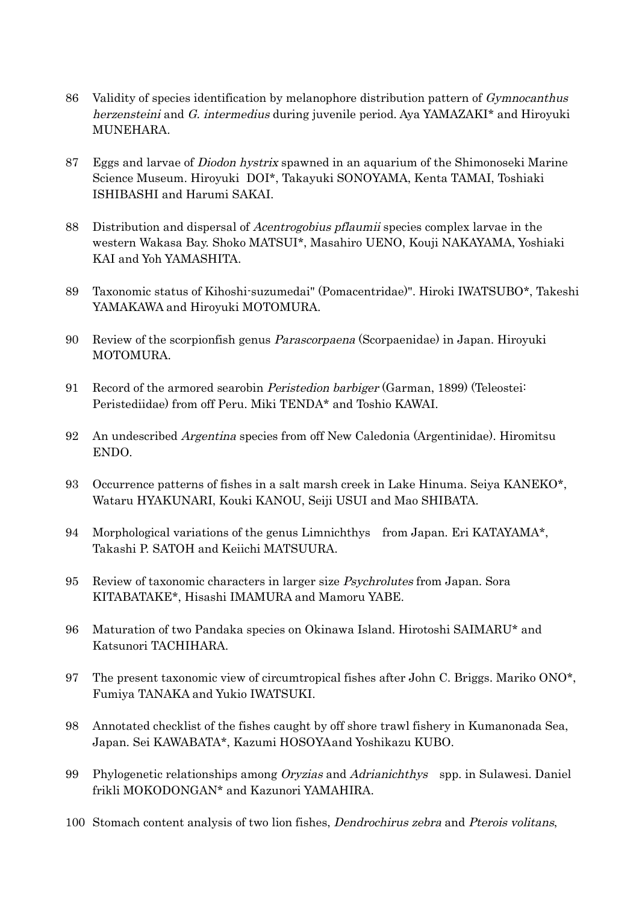86 Validity of species identification by melanophore distribution pattern of *Gymnocanthus herzensteini* and *G. intermedius* during juvenile period. Aya YAMAZAKI* and Hiroyuki MUNEHARA.

87 Eggs and larvae of *Diodon hystrix* spawned in an aquarium of the Shimonoseki Marine Science Museum. Hiroyuki DOI*, Takayuki SONOYAMA, Kenta TAMAI, Toshiaki ISHIBASHI and Harumi SAKAI.

88 Distribution and dispersal of *Acentrogobius pflaumii* species complex larvae in the western Wakasa Bay. Shoko MATSUI*, Masahiro UENO, Kouji NAKAYAMA, Yoshiaki KAI and Yoh YAMASHITA.

89 Taxonomic status of Kihoshi-suzumedai" (Pomacentridae)". Hiroki IWATSUBO*, Takeshi YAMAKAWA and Hiroyuki MOTOMURA.

90 Review of the scorpionfish genus *Parascorpaena* (Scorpaenidae) in Japan. Hiroyuki MOTOMURA.

91 Record of the armored searobin *Peristedion barbiger* (Garman, 1899) (Teleostei: Peristediidae) from off Peru. Miki TENDA* and Toshio KAWAI.

92 An undescribed *Argentina* species from off New Caledonia (Argentinidae). Hiromitsu ENDO.

93 Occurrence patterns of fishes in a salt marsh creek in Lake Hinuma. Seiya KANEKO*, Wataru HYAKUNARI, Kouki KANOU, Seiji USUI and Mao SHIBATA.

94 Morphological variations of the genus Limnichthys from Japan. Eri KATAYAMA*, Takashi P. SATOH and Keiichi MATSUURA.

95 Review of taxonomic characters in larger size *Psychrolutes* from Japan. Sora KITABATAKE*, Hisashi IMAMURA and Mamoru YABE.

96 Maturation of two Pandaka species on Okinawa Island. Hirotoshi SAIMARU* and Katsunori TACHIHARA.

97 The present taxonomic view of circumtropical fishes after John C. Briggs. Mariko ONO*, Fumiya TANAKA and Yukio IWATSUKI.

98 Annotated checklist of the fishes caught by off shore trawl fishery in Kumanonada Sea, Japan. Sei KAWABATA*, Kazumi HOSOYAand Yoshikazu KUBO.

99 Phylogenetic relationships among *Oryzias* and *Adrianichthys* spp. in Sulawesi. Daniel frikli MOKODONGAN* and Kazunori YAMAHIRA.

100 Stomach content analysis of two lion fishes, *Dendrochirus zebra* and *Pterois volitans*,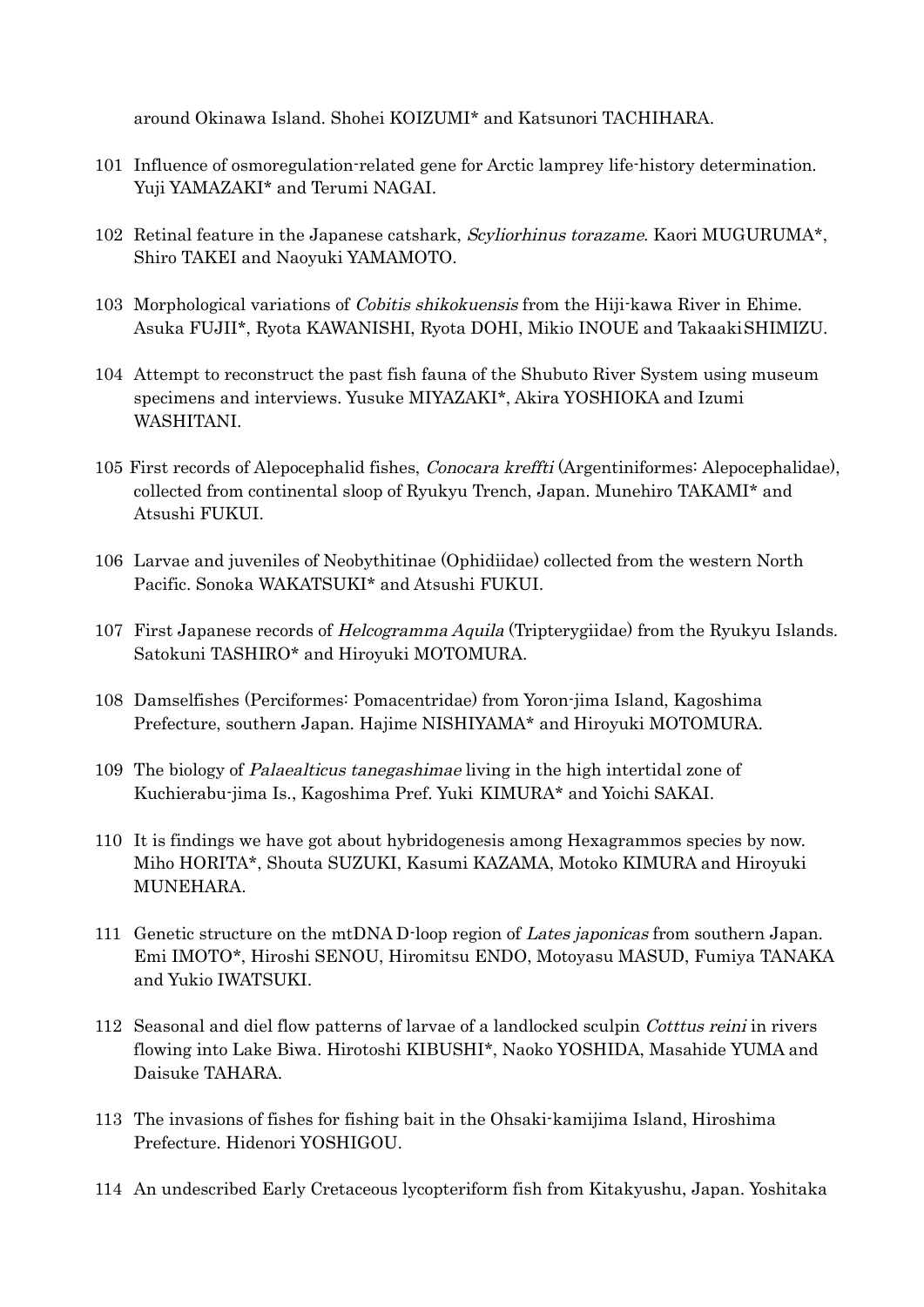around Okinawa Island. Shohei KOIZUMI* and Katsunori TACHIHARA.

101 Influence of osmoregulation-related gene for Arctic lamprey life-history determination. Yuji YAMAZAKI* and Terumi NAGAI.

102 Retinal feature in the Japanese catshark, *Scyliorhinus torazame*. Kaori MUGURUMA*, Shiro TAKEI and Naoyuki YAMAMOTO.

103 Morphological variations of *Cobitis shikokuensis* from the Hiji-kawa River in Ehime. Asuka FUJII*, Ryota KAWANISHI, Ryota DOHI, Mikio INOUE and Takaaki SHIMIZU.

104 Attempt to reconstruct the past fish fauna of the Shubuto River System using museum specimens and interviews. Yusuke MIYAZAKI*, Akira YOSHIOKA and Izumi WASHITANI.

105 First records of Alepocephalid fishes, *Conocara kreffti* (Argentiniformes: Alepocephalidae), collected from continental sloop of Ryukyu Trench, Japan. Munehiro TAKAMI* and Atsushi FUKUI.

106 Larvae and juveniles of Neobythitinae (Ophidiidae) collected from the western North Pacific. Sonoka WAKATSUKI* and Atsushi FUKUI.

107 First Japanese records of *Helcogramma Aquila* (Tripterygiidae) from the Ryukyu Islands. Satokuni TASHIRO* and Hiroyuki MOTOMURA.

108 Damselfishes (Perciformes: Pomacentridae) from Yoron-jima Island, Kagoshima Prefecture, southern Japan. Hajime NISHIYAMA* and Hiroyuki MOTOMURA.

109 The biology of *Palaealticus tanegashimae* living in the high intertidal zone of Kuchierabu-jima Is., Kagoshima Pref. Yuki KIMURA* and Yoichi SAKAI.

110 It is findings we have got about hybridogenesis among Hexagrammos species by now. Miho HORITA*, Shouta SUZUKI, Kasumi KAZAMA, Motoko KIMURA and Hiroyuki MUNEHARA.

111 Genetic structure on the mtDNA D-loop region of *Lates japonicas* from southern Japan. Emi IMOTO*, Hiroshi SENOU, Hiromitsu ENDO, Motoyasu MASUD, Fumiya TANAKA and Yukio IWATSUKI.

112 Seasonal and diel flow patterns of larvae of a landlocked sculpin *Cotttus reini* in rivers flowing into Lake Biwa. Hirotoshi KIBUSHI*, Naoko YOSHIDA, Masahide YUMA and Daisuke TAHARA.

113 The invasions of fishes for fishing bait in the Ohsaki-kamijima Island, Hiroshima Prefecture. Hidenori YOSHIGOU.

114 An undescribed Early Cretaceous lycopteriform fish from Kitakyushu, Japan. Yoshitaka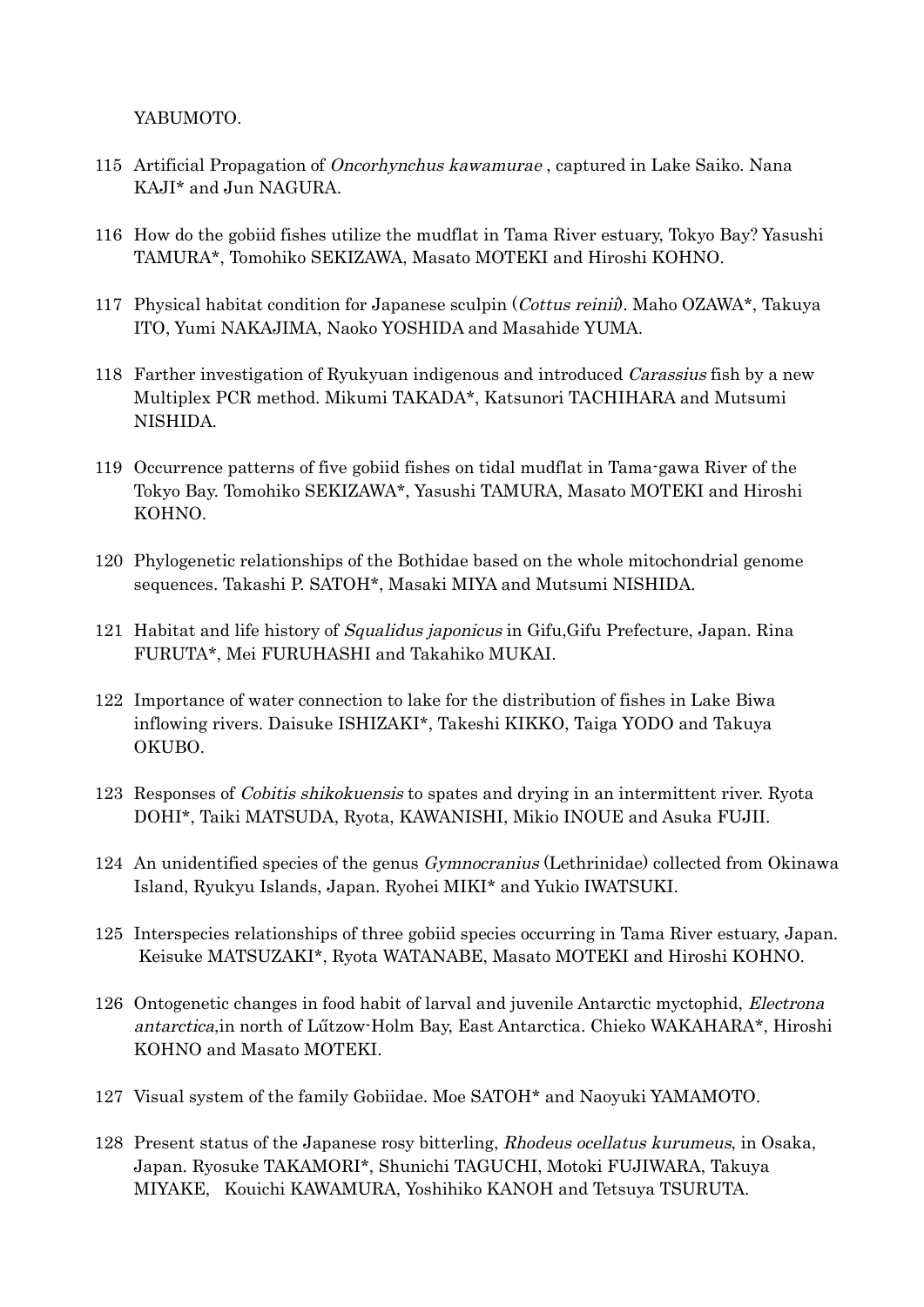YABUMOTO.

115 Artificial Propagation of *Oncorhynchus kawamurae* , captured in Lake Saiko. Nana KAJI* and Jun NAGURA.

116 How do the gobiid fishes utilize the mudflat in Tama River estuary, Tokyo Bay? Yasushi TAMURA*, Tomohiko SEKIZAWA, Masato MOTEKI and Hiroshi KOHNO.

117 Physical habitat condition for Japanese sculpin (*Cottus reinii*). Maho OZAWA*, Takuya ITO, Yumi NAKAJIMA, Naoko YOSHIDA and Masahide YUMA.

118 Farther investigation of Ryukyuan indigenous and introduced *Carassius* fish by a new Multiplex PCR method. Mikumi TAKADA*, Katsunori TACHIHARA and Mutsumi NISHIDA.

119 Occurrence patterns of five gobiid fishes on tidal mudflat in Tama-gawa River of the Tokyo Bay. Tomohiko SEKIZAWA*, Yasushi TAMURA, Masato MOTEKI and Hiroshi KOHNO.

120 Phylogenetic relationships of the Bothidae based on the whole mitochondrial genome sequences. Takashi P. SATOH*, Masaki MIYA and Mutsumi NISHIDA.

121 Habitat and life history of *Squalidus japonicus* in Gifu,Gifu Prefecture, Japan. Rina FURUTA*, Mei FURUHASHI and Takahiko MUKAI.

122 Importance of water connection to lake for the distribution of fishes in Lake Biwa inflowing rivers. Daisuke ISHIZAKI*, Takeshi KIKKO, Taiga YODO and Takuya OKUBO.

123 Responses of *Cobitis shikokuensis* to spates and drying in an intermittent river. Ryota DOHI*, Taiki MATSUDA, Ryota, KAWANISHI, Mikio INOUE and Asuka FUJII.

124 An unidentified species of the genus *Gymnocranius* (Lethrinidae) collected from Okinawa Island, Ryukyu Islands, Japan. Ryohei MIKI* and Yukio IWATSUKI.

125 Interspecies relationships of three gobiid species occurring in Tama River estuary, Japan. Keisuke MATSUZAKI*, Ryota WATANABE, Masato MOTEKI and Hiroshi KOHNO.

126 Ontogenetic changes in food habit of larval and juvenile Antarctic myctophid, *Electrona antarctica*,in north of Lűtzow-Holm Bay, East Antarctica. Chieko WAKAHARA*, Hiroshi KOHNO and Masato MOTEKI.

127 Visual system of the family Gobiidae. Moe SATOH* and Naoyuki YAMAMOTO.

128 Present status of the Japanese rosy bitterling, *Rhodeus ocellatus kurumeus*, in Osaka, Japan. Ryosuke TAKAMORI*, Shunichi TAGUCHI, Motoki FUJIWARA, Takuya MIYAKE, Kouichi KAWAMURA, Yoshihiko KANOH and Tetsuya TSURUTA.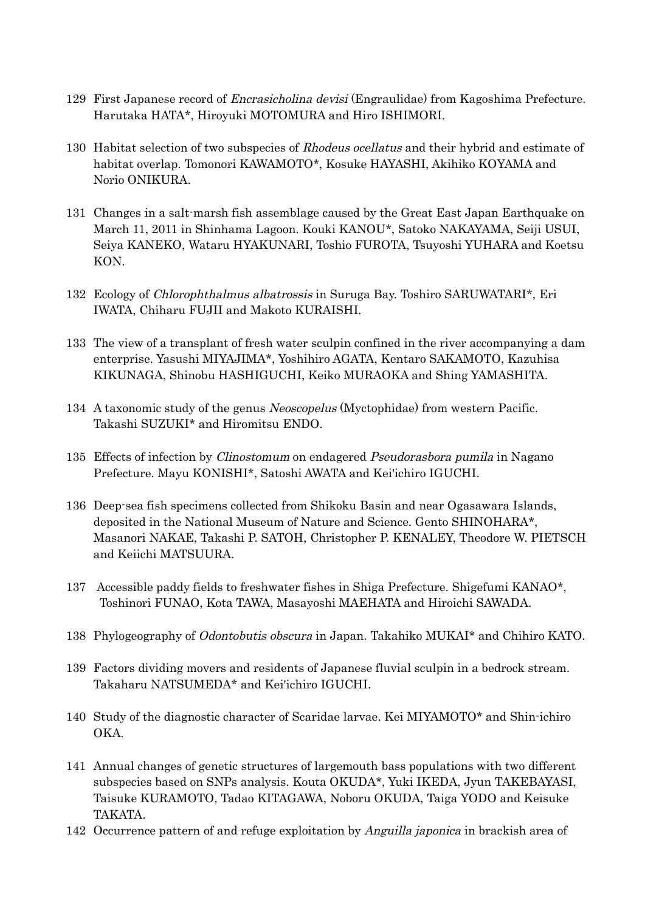129 First Japanese record of *Encrasicholina devisi* (Engraulidae) from Kagoshima Prefecture. Harutaka HATA*, Hiroyuki MOTOMURA and Hiro ISHIMORI.

130 Habitat selection of two subspecies of *Rhodeus ocellatus* and their hybrid and estimate of habitat overlap. Tomonori KAWAMOTO*, Kosuke HAYASHI, Akihiko KOYAMA and Norio ONIKURA.

131 Changes in a salt-marsh fish assemblage caused by the Great East Japan Earthquake on March 11, 2011 in Shinhama Lagoon. Kouki KANOU*, Satoko NAKAYAMA, Seiji USUI, Seiya KANEKO, Wataru HYAKUNARI, Toshio FUROTA, Tsuyoshi YUHARA and Koetsu KON.

132 Ecology of *Chlorophthalmus albatrossis* in Suruga Bay. Toshiro SARUWATARI*, Eri IWATA, Chiharu FUJII and Makoto KURAISHI.

133 The view of a transplant of fresh water sculpin confined in the river accompanying a dam enterprise. Yasushi MIYAJIMA*, Yoshihiro AGATA, Kentaro SAKAMOTO, Kazuhisa KIKUNAGA, Shinobu HASHIGUCHI, Keiko MURAOKA and Shing YAMASHITA.

134 A taxonomic study of the genus *Neoscopelus* (Myctophidae) from western Pacific. Takashi SUZUKI* and Hiromitsu ENDO.

135 Effects of infection by *Clinostomum* on endagered *Pseudorasbora pumila* in Nagano Prefecture. Mayu KONISHI*, Satoshi AWATA and Kei'ichiro IGUCHI.

136 Deep-sea fish specimens collected from Shikoku Basin and near Ogasawara Islands, deposited in the National Museum of Nature and Science. Gento SHINOHARA*, Masanori NAKAE, Takashi P. SATOH, Christopher P. KENALEY, Theodore W. PIETSCH and Keiichi MATSUURA.

137 Accessible paddy fields to freshwater fishes in Shiga Prefecture. Shigefumi KANAO*, Toshinori FUNAO, Kota TAWA, Masayoshi MAEHATA and Hiroichi SAWADA.

138 Phylogeography of *Odontobutis obscura* in Japan. Takahiko MUKAI* and Chihiro KATO.

139 Factors dividing movers and residents of Japanese fluvial sculpin in a bedrock stream. Takaharu NATSUMEDA* and Kei'ichiro IGUCHI.

140 Study of the diagnostic character of Scaridae larvae. Kei MIYAMOTO* and Shin-ichiro OKA.

141 Annual changes of genetic structures of largemouth bass populations with two different subspecies based on SNPs analysis. Kouta OKUDA*, Yuki IKEDA, Jyun TAKEBAYASI, Taisuke KURAMOTO, Tadao KITAGAWA, Noboru OKUDA, Taiga YODO and Keisuke TAKATA.

142 Occurrence pattern of and refuge exploitation by *Anguilla japonica* in brackish area of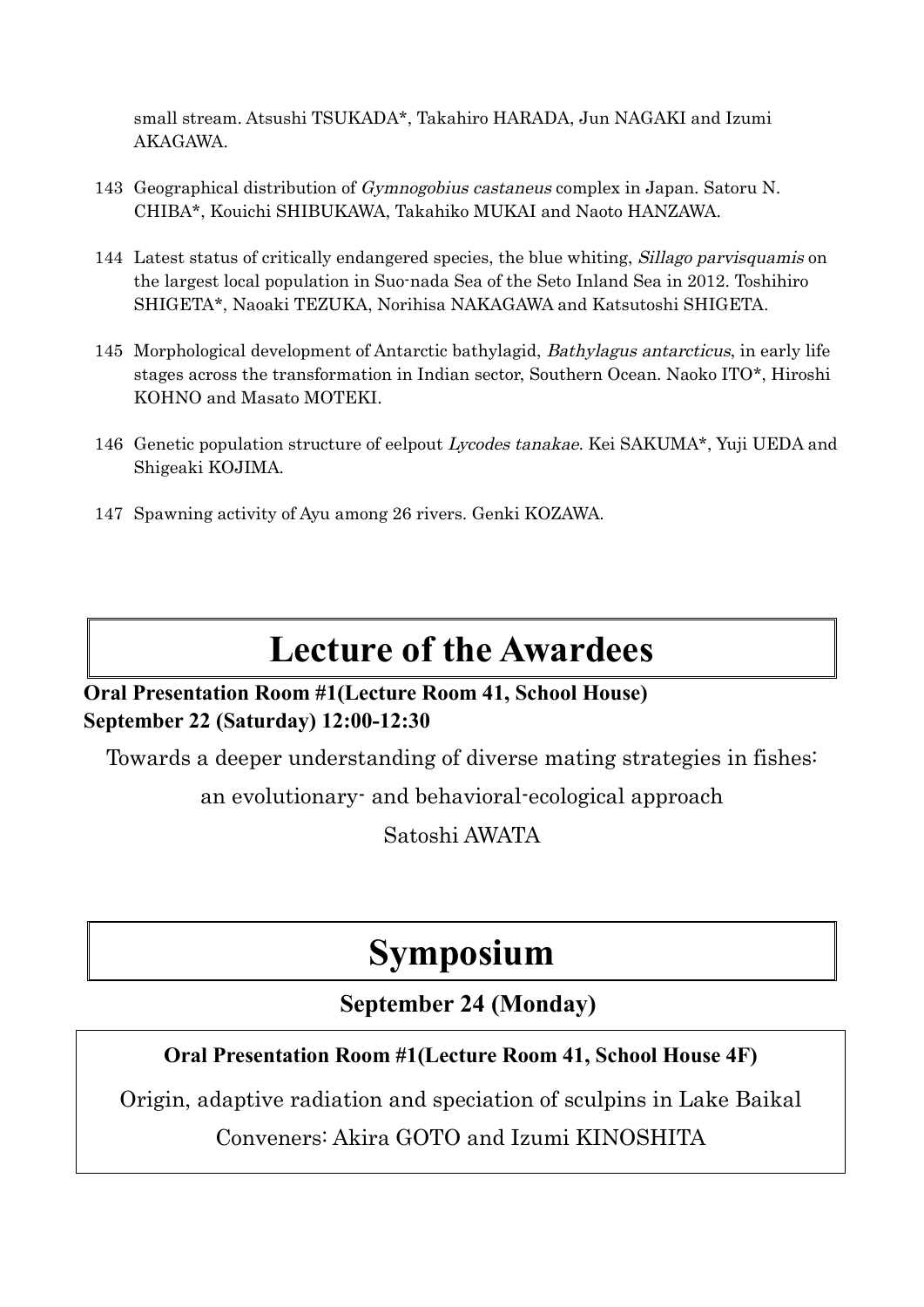small stream. Atsushi TSUKADA*, Takahiro HARADA, Jun NAGAKI and Izumi AKAGAWA.

143 Geographical distribution of *Gymnogobius castaneus* complex in Japan. Satoru N. CHIBA*, Kouichi SHIBUKAWA, Takahiko MUKAI and Naoto HANZAWA.

144 Latest status of critically endangered species, the blue whiting, *Sillago parvisquamis* on the largest local population in Suo-nada Sea of the Seto Inland Sea in 2012. Toshihiro SHIGETA*, Naoaki TEZUKA, Norihisa NAKAGAWA and Katsutoshi SHIGETA.

145 Morphological development of Antarctic bathylagid, *Bathylagus antarcticus*, in early life stages across the transformation in Indian sector, Southern Ocean. Naoko ITO*, Hiroshi KOHNO and Masato MOTEKI.

146 Genetic population structure of eelpout *Lycodes tanakae*. Kei SAKUMA*, Yuji UEDA and Shigeaki KOJIMA.

147 Spawning activity of Ayu among 26 rivers. Genki KOZAWA.

# Lecture of the Awardees

**Oral Presentation Room #1(Lecture Room 41, School House)**
**September 22 (Saturday) 12:00-12:30**

Towards a deeper understanding of diverse mating strategies in fishes:

an evolutionary- and behavioral-ecological approach

Satoshi AWATA

# Symposium

**September 24 (Monday)**

**Oral Presentation Room #1(Lecture Room 41, School House 4F)**

Origin, adaptive radiation and speciation of sculpins in Lake Baikal

Conveners: Akira GOTO and Izumi KINOSHITA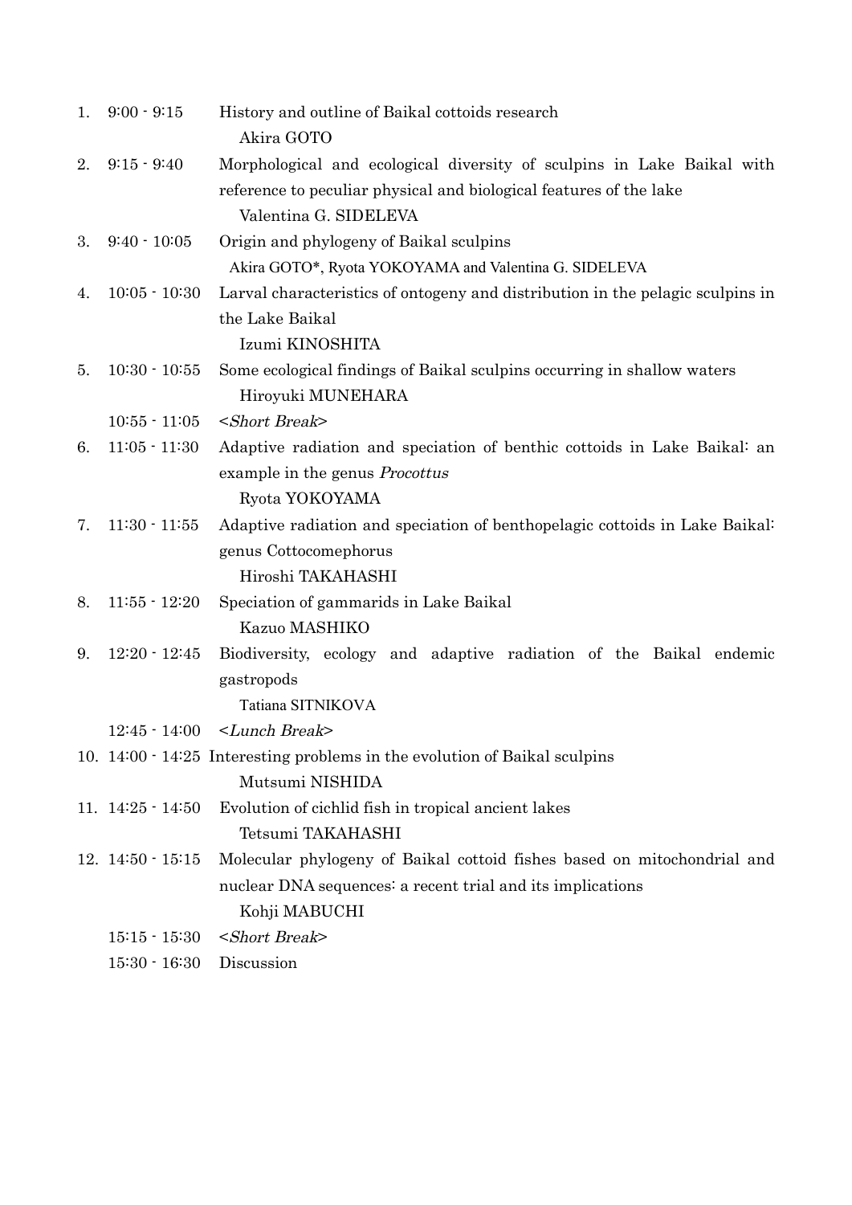1. 9:00 - 9:15 History and outline of Baikal cottoids research
   Akira GOTO
2. 9:15 - 9:40 Morphological and ecological diversity of sculpins in Lake Baikal with reference to peculiar physical and biological features of the lake
   Valentina G. SIDELEVA
3. 9:40 - 10:05 Origin and phylogeny of Baikal sculpins
   Akira GOTO*, Ryota YOKOYAMA and Valentina G. SIDELEVA
4. 10:05 - 10:30 Larval characteristics of ontogeny and distribution in the pelagic sculpins in the Lake Baikal
   Izumi KINOSHITA
5. 10:30 - 10:55 Some ecological findings of Baikal sculpins occurring in shallow waters
   Hiroyuki MUNEHARA

   10:55 - 11:05 <*Short Break*>

6. 11:05 - 11:30 Adaptive radiation and speciation of benthic cottoids in Lake Baikal: an example in the genus *Procottus*
   Ryota YOKOYAMA
7. 11:30 - 11:55 Adaptive radiation and speciation of benthopelagic cottoids in Lake Baikal: genus Cottocomephorus
   Hiroshi TAKAHASHI
8. 11:55 - 12:20 Speciation of gammarids in Lake Baikal
   Kazuo MASHIKO
9. 12:20 - 12:45 Biodiversity, ecology and adaptive radiation of the Baikal endemic gastropods
   Tatiana SITNIKOVA

   12:45 - 14:00 <*Lunch Break*>

10. 14:00 - 14:25 Interesting problems in the evolution of Baikal sculpins
    Mutsumi NISHIDA
11. 14:25 - 14:50 Evolution of cichlid fish in tropical ancient lakes
    Tetsumi TAKAHASHI
12. 14:50 - 15:15 Molecular phylogeny of Baikal cottoid fishes based on mitochondrial and nuclear DNA sequences: a recent trial and its implications
    Kohji MABUCHI

    15:15 - 15:30 <*Short Break*>

    15:30 - 16:30 Discussion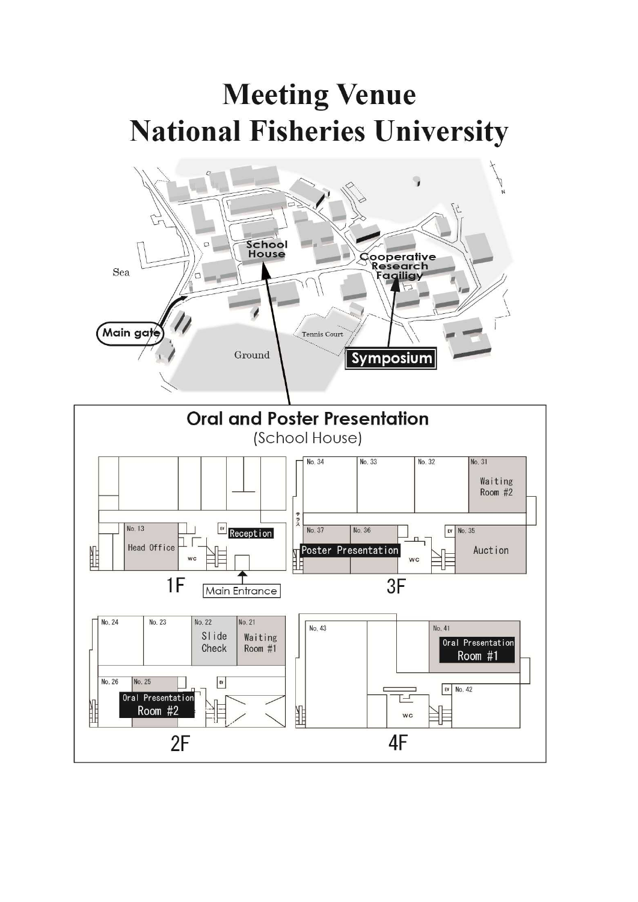# Meeting Venue
# National Fisheries University

Sea

Main gate

School House

Cooperative Research Faciligy

Tennis Court

Ground

Symposium

## Oral and Poster Presentation
(School House)

1F

No. 13 Head Office

Reception

WC

EV

Main Entrance

2F

No. 24

No. 23

No. 22 Slide Check

No. 21 Waiting Room #1

No. 26

No. 25 Oral Presentation Room #2

EV

3F

No. 34

No. 33

No. 32

No. 31 Waiting Room #2

テラス

No. 37

No. 36

Poster Presentation

WC

EV

No. 35 Auction

4F

No. 43

No. 41 Oral Presentation Room #1

EV

No. 42

WC